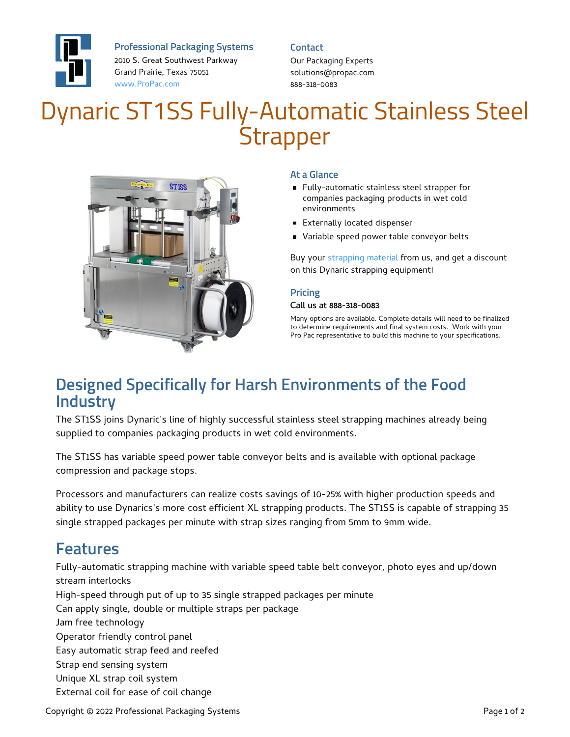**Professional Packaging Systems**
2010 S. Great Southwest Parkway
Grand Prairie, Texas 75051
www.ProPac.com

**Contact**
Our Packaging Experts
solutions@propac.com
888-318-0083

# Dynaric ST1SS Fully-Automatic Stainless Steel Strapper

### At a Glance

- Fully-automatic stainless steel strapper for companies packaging products in wet cold environments
- Externally located dispenser
- Variable speed power table conveyor belts

Buy your strapping material from us, and get a discount on this Dynaric strapping equipment!

### Pricing

**Call us at 888-318-0083**

Many options are available. Complete details will need to be finalized to determine requirements and final system costs. Work with your Pro Pac representative to build this machine to your specifications.

## Designed Specifically for Harsh Environments of the Food Industry

The ST1SS joins Dynaric's line of highly successful stainless steel strapping machines already being supplied to companies packaging products in wet cold environments.

The ST1SS has variable speed power table conveyor belts and is available with optional package compression and package stops.

Processors and manufacturers can realize costs savings of 10-25% with higher production speeds and ability to use Dynarics's more cost efficient XL strapping products. The ST1SS is capable of strapping 35 single strapped packages per minute with strap sizes ranging from 5mm to 9mm wide.

## Features

Fully-automatic strapping machine with variable speed table belt conveyor, photo eyes and up/down stream interlocks
High-speed through put of up to 35 single strapped packages per minute
Can apply single, double or multiple straps per package
Jam free technology
Operator friendly control panel
Easy automatic strap feed and reefed
Strap end sensing system
Unique XL strap coil system
External coil for ease of coil change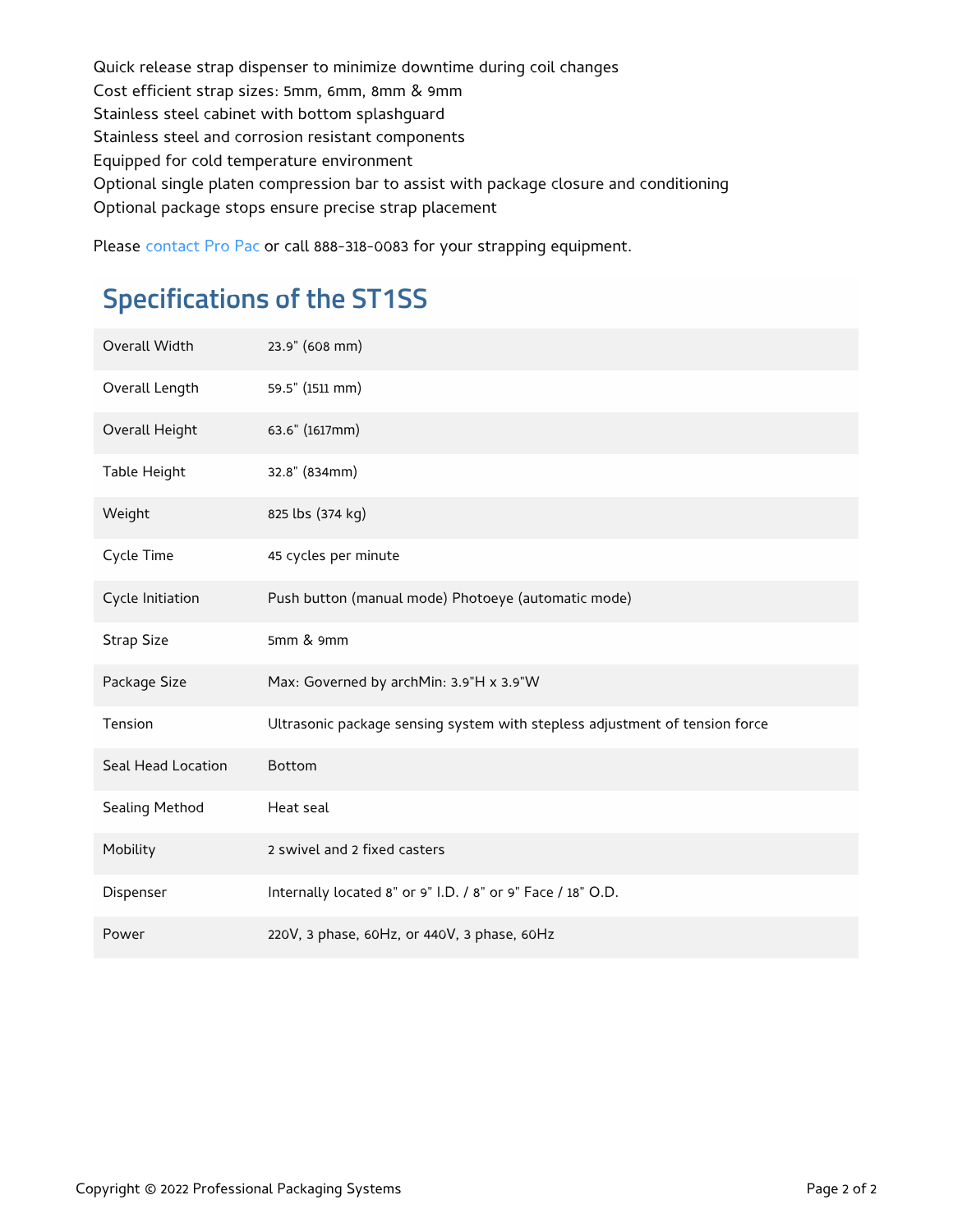- Quick release strap dispenser to minimize downtime during coil changes
- Cost efficient strap sizes: 5mm, 6mm, 8mm & 9mm
- Stainless steel cabinet with bottom splashguard
- Stainless steel and corrosion resistant components
- Equipped for cold temperature environment
- Optional single platen compression bar to assist with package closure and conditioning
- Optional package stops ensure precise strap placement

Please contact Pro Pac or call 888-318-0083 for your strapping equipment.

## Specifications of the ST1SS

| | |
|---|---|
| Overall Width | 23.9" (608 mm) |
| Overall Length | 59.5" (1511 mm) |
| Overall Height | 63.6" (1617mm) |
| Table Height | 32.8" (834mm) |
| Weight | 825 lbs (374 kg) |
| Cycle Time | 45 cycles per minute |
| Cycle Initiation | Push button (manual mode) Photoeye (automatic mode) |
| Strap Size | 5mm & 9mm |
| Package Size | Max: Governed by archMin: 3.9"H x 3.9"W |
| Tension | Ultrasonic package sensing system with stepless adjustment of tension force |
| Seal Head Location | Bottom |
| Sealing Method | Heat seal |
| Mobility | 2 swivel and 2 fixed casters |
| Dispenser | Internally located 8" or 9" I.D. / 8" or 9" Face / 18" O.D. |
| Power | 220V, 3 phase, 60Hz, or 440V, 3 phase, 60Hz |

Copyright © 2022 Professional Packaging Systems